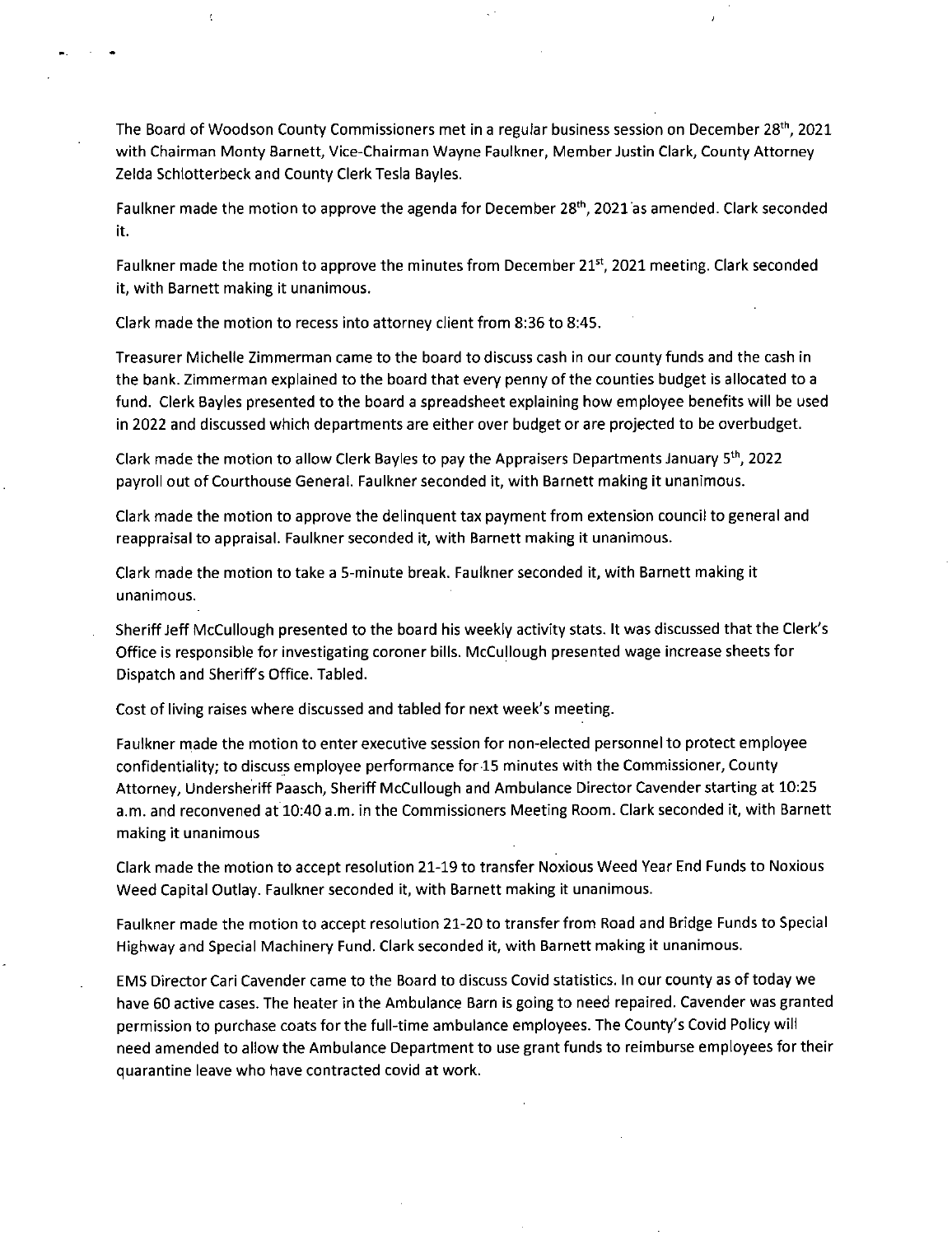The Board of Woodson County Commissioners met in a regular business session on December 28th, 2021 with Chairman Monty Barnett, Vice-Chairman Wayne Faulkner, Member Justin Clark, County Attorney Zelda Schlotterbeck and County Clerk Tesla Bayles.

Faulkner made the motion to approve the agenda for December 28th, 2021 as amended. Clark seconded it.

Faulkner made the motion to approve the minutes from December 21st, 2021 meeting. Clark seconded it, with Barnett making it unanimous.

Clark made the motion to recess into attorney client from 8:36 to 8:45.

Treasurer Michelle Zimmerman came to the board to discuss cash in our county funds and the cash in the bank. Zimmerman explained to the board that every penny of the counties budget is allocated to a fund. Clerk Bayles presented to the board a spreadsheet explaining how employee benefits will be used in 2022 and discussed which departments are either over budget or are projected to be overbudget.

Clark made the motion to allow Clerk Bayles to pay the Appraisers Departments January 5th, 2022 payroll out of Courthouse General. Faulkner seconded it, with Barnett making it unanimous.

Clark made the motion to approve the delinquent tax payment from extension council to general and reappraisal to appraisal. Faulkner seconded it, with Barnett making it unanimous.

Clark made the motion to take a 5-minute break. Faulkner seconded it, with Barnett making it unanimous.

Sheriff Jeff McCullough presented to the board his weekly activity stats. It was discussed that the Clerk's Office is responsible for investigating coroner bills. McCullough presented wage increase sheets for Dispatch and Sheriff's Office. Tabled.

Cost of living raises where discussed and tabled for next week's meeting.

Faulkner made the motion to enter executive session for non-elected personnel to protect employee confidentiality; to discuss employee performance for 15 minutes with the Commissioner, County Attorney, Undersheriff Paasch, Sheriff McCullough and Ambulance Director Cavender starting at 10:25 a.m. and reconvened at 10:40 a.m. in the Commissioners Meeting Room. Clark seconded it, with Barnett making it unanimous

Clark made the motion to accept resolution 21-19 to transfer Noxious Weed Year End Funds to Noxious Weed Capital Outlay. Faulkner seconded it, with Barnett making it unanimous.

Faulkner made the motion to accept resolution 21-20 to transfer from Road and Bridge Funds to Special Highway and Special Machinery Fund. Clark seconded it, with Barnett making it unanimous.

EMS Director Cari Cavender came to the Board to discuss Covid statistics. In our county as of today we have 60 active cases. The heater in the Ambulance Barn is going to need repaired. Cavender was granted permission to purchase coats for the full-time ambulance employees. The County's Covid Policy will need amended to allow the Ambulance Department to use grant funds to reimburse employees for their quarantine leave who have contracted covid at work.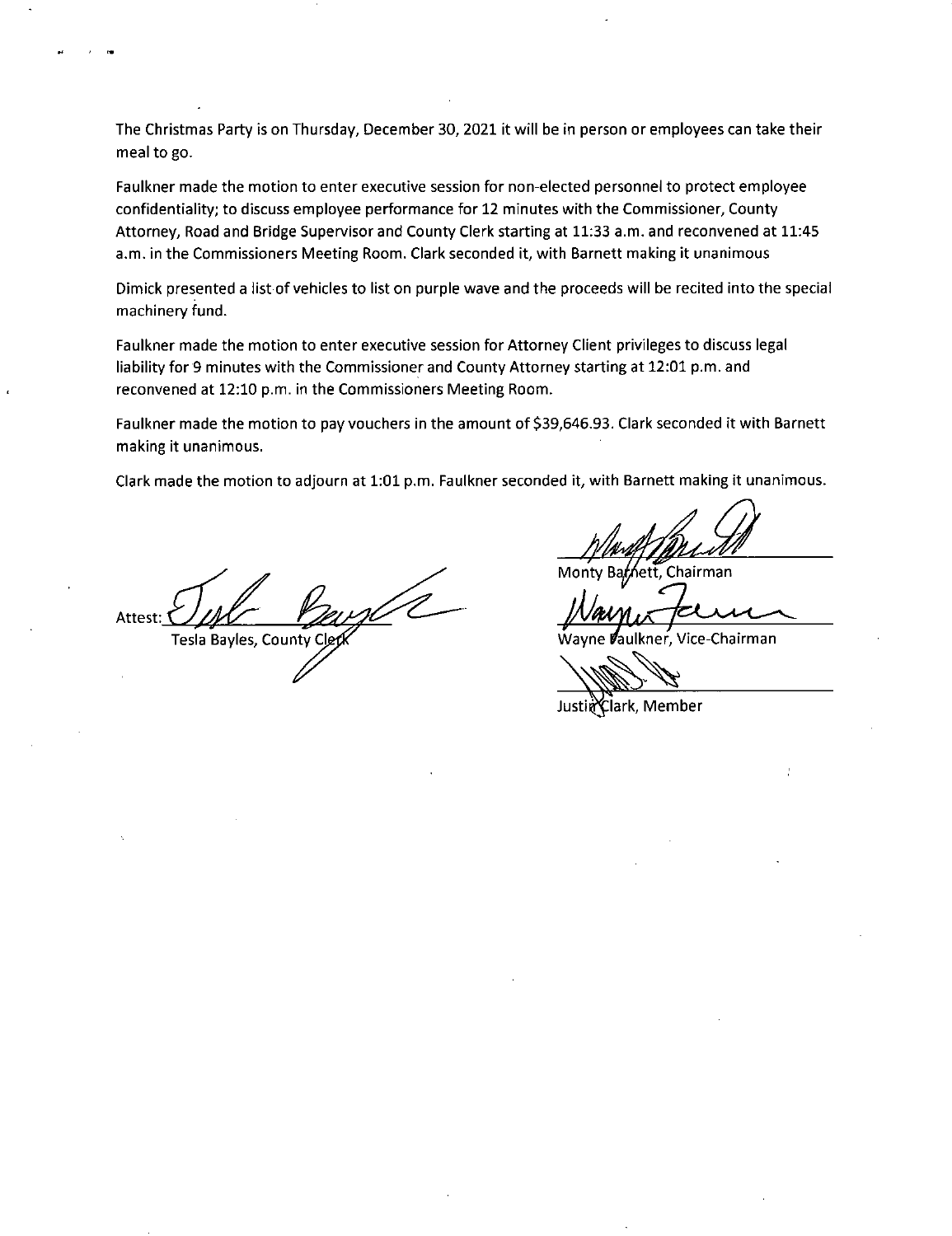The Christmas Party is on Thursday, December 30, 2021 it will be in person or employees can take their meal to go.

Faulkner made the motion to enter executive session for non-elected personnel to protect employee confidentiality; to discuss employee performance for 12 minutes with the Commissioner, County Attorney, Road and Bridge Supervisor and County Clerk starting at 11:33 a.m. and reconvened at 11:45 a.m. in the Commissioners Meeting Room. Clark seconded it, with Barnett making it unanimous

Dimick presented a list of vehicles to list on purple wave and the proceeds will be recited into the special machinery fund.

Faulkner made the motion to enter executive session for Attorney Client privileges to discuss legal liability for 9 minutes with the Commissioner and County Attorney starting at 12:01 p.m. and reconvened at 12:10 p.m. in the Commissioners Meeting Room.

Faulkner made the motion to pay vouchers in the amount of $39,646.93. Clark seconded it with Barnett making it unanimous.

Clark made the motion to adjourn at 1:01 p.m. Faulkner seconded it, with Barnett making it unanimous.

Attest: Tesla Bayles, County Clerk

Monty Barnett, Chairman

Wayne Faulkner, Vice-Chairman

Justin Clark, Member